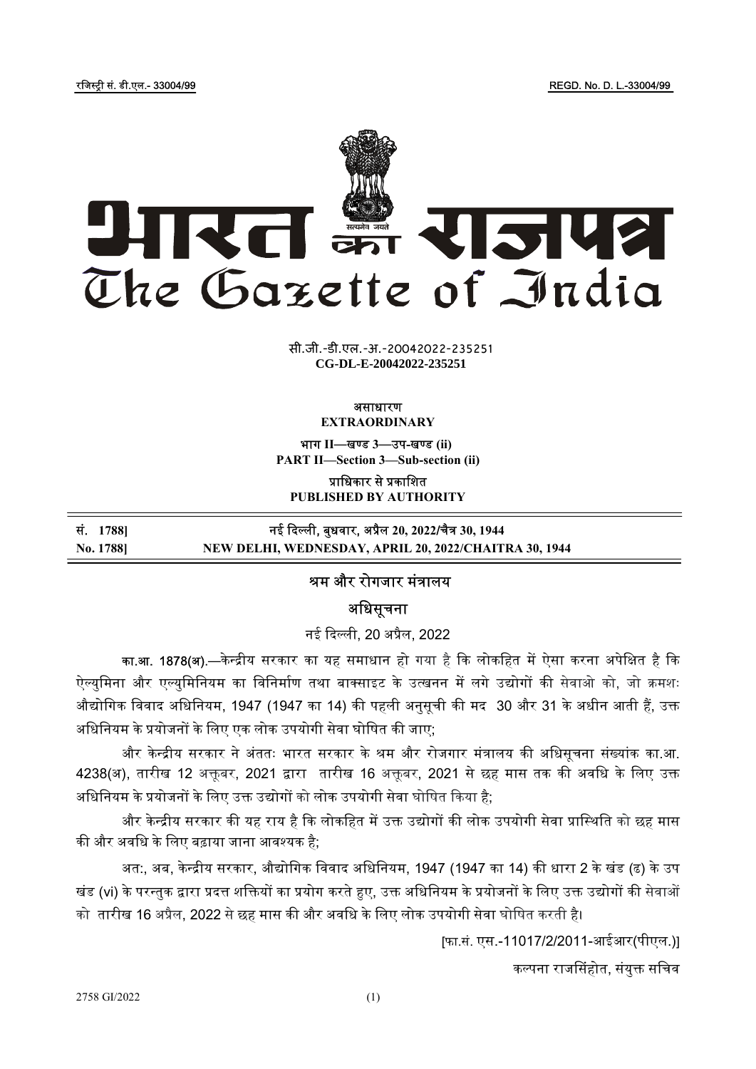रजिस्ट्री सं. डी.एल.- 33004/99 REGD. No. D. L.-33004/99

# भारत का राजपत्र
# The Gazette of India

सी.जी.-डी.एल.-अ.-20042022-235251
**CG-DL-E-20042022-235251**

असाधारण
**EXTRAORDINARY**

भाग II—खण्ड 3—उप-खण्ड (ii)
**PART II—Section 3—Sub-section (ii)**

प्राधिकार से प्रकाशित
**PUBLISHED BY AUTHORITY**

| | |
|---|---|
| सं. 1788] | नई दिल्ली, बुधवार, अप्रैल 20, 2022/चैत्र 30, 1944 |
| No. 1788] | NEW DELHI, WEDNESDAY, APRIL 20, 2022/CHAITRA 30, 1944 |

## श्रम और रोगजार मंत्रालय

## अधिसूचना

नई दिल्ली, 20 अप्रैल, 2022

**का.आ. 1878(अ).**—केन्द्रीय सरकार का यह समाधान हो गया है कि लोकहित में ऐसा करना अपेक्षित है कि ऐल्युमिना और एल्युमिनियम का विनिर्माण तथा बाक्साइट के उत्खनन में लगे उद्योगों की सेवाओ को, जो क्रमशः औद्योगिक विवाद अधिनियम, 1947 (1947 का 14) की पहली अनुसूची की मद 30 और 31 के अधीन आती हैं, उक्त अधिनियम के प्रयोजनों के लिए एक लोक उपयोगी सेवा घोषित की जाए;

और केन्द्रीय सरकार ने अंततः भारत सरकार के श्रम और रोजगार मंत्रालय की अधिसूचना संख्यांक का.आ. 4238(अ), तारीख 12 अक्तूबर, 2021 द्वारा तारीख 16 अक्तूबर, 2021 से छह मास तक की अवधि के लिए उक्त अधिनियम के प्रयोजनों के लिए उक्त उद्योगों को लोक उपयोगी सेवा घोषित किया है;

और केन्द्रीय सरकार की यह राय है कि लोकहित में उक्त उद्योगों की लोक उपयोगी सेवा प्रास्थिति को छह मास की और अवधि के लिए बढ़ाया जाना आवश्यक है;

अत:, अब, केन्द्रीय सरकार, औद्योगिक विवाद अधिनियम, 1947 (1947 का 14) की धारा 2 के खंड (ढ) के उप खंड (vi) के परन्तुक द्वारा प्रदत्त शक्तियों का प्रयोग करते हुए, उक्त अधिनियम के प्रयोजनों के लिए उक्त उद्योगों की सेवाओं को तारीख 16 अप्रैल, 2022 से छह मास की और अवधि के लिए लोक उपयोगी सेवा घोषित करती है।

[फा.सं. एस.-11017/2/2011-आईआर(पीएल.)]

कल्पना राजसिंहोत, संयुक्त सचिव

2758 GI/2022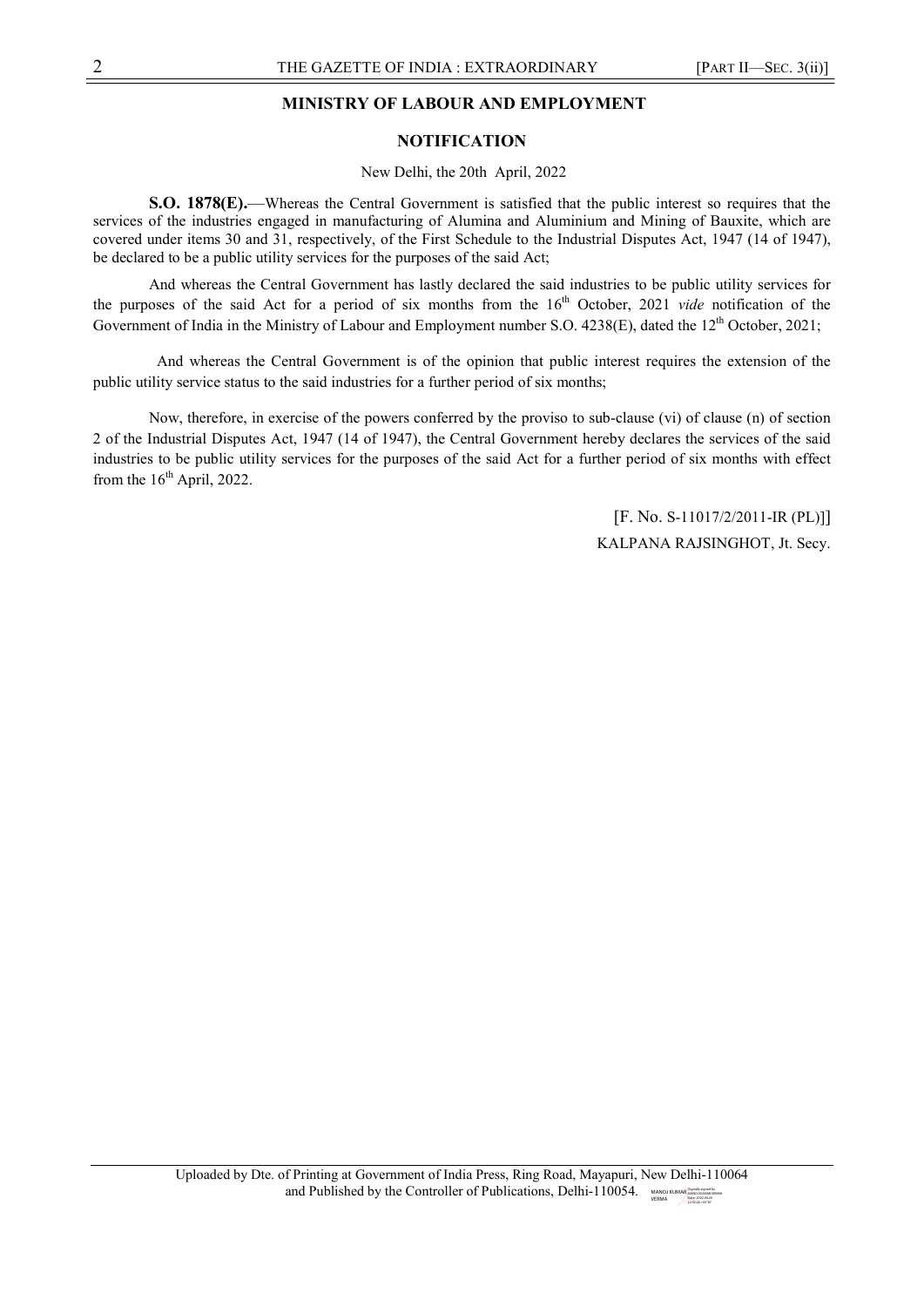## MINISTRY OF LABOUR AND EMPLOYMENT

### NOTIFICATION

New Delhi, the 20th April, 2022

**S.O. 1878(E).**—Whereas the Central Government is satisfied that the public interest so requires that the services of the industries engaged in manufacturing of Alumina and Aluminium and Mining of Bauxite, which are covered under items 30 and 31, respectively, of the First Schedule to the Industrial Disputes Act, 1947 (14 of 1947), be declared to be a public utility services for the purposes of the said Act;

And whereas the Central Government has lastly declared the said industries to be public utility services for the purposes of the said Act for a period of six months from the 16th October, 2021 *vide* notification of the Government of India in the Ministry of Labour and Employment number S.O. 4238(E), dated the 12th October, 2021;

And whereas the Central Government is of the opinion that public interest requires the extension of the public utility service status to the said industries for a further period of six months;

Now, therefore, in exercise of the powers conferred by the proviso to sub-clause (vi) of clause (n) of section 2 of the Industrial Disputes Act, 1947 (14 of 1947), the Central Government hereby declares the services of the said industries to be public utility services for the purposes of the said Act for a further period of six months with effect from the 16th April, 2022.

[F. No. S-11017/2/2011-IR (PL)]]

KALPANA RAJSINGHOT, Jt. Secy.

Uploaded by Dte. of Printing at Government of India Press, Ring Road, Mayapuri, New Delhi-110064 and Published by the Controller of Publications, Delhi-110054.